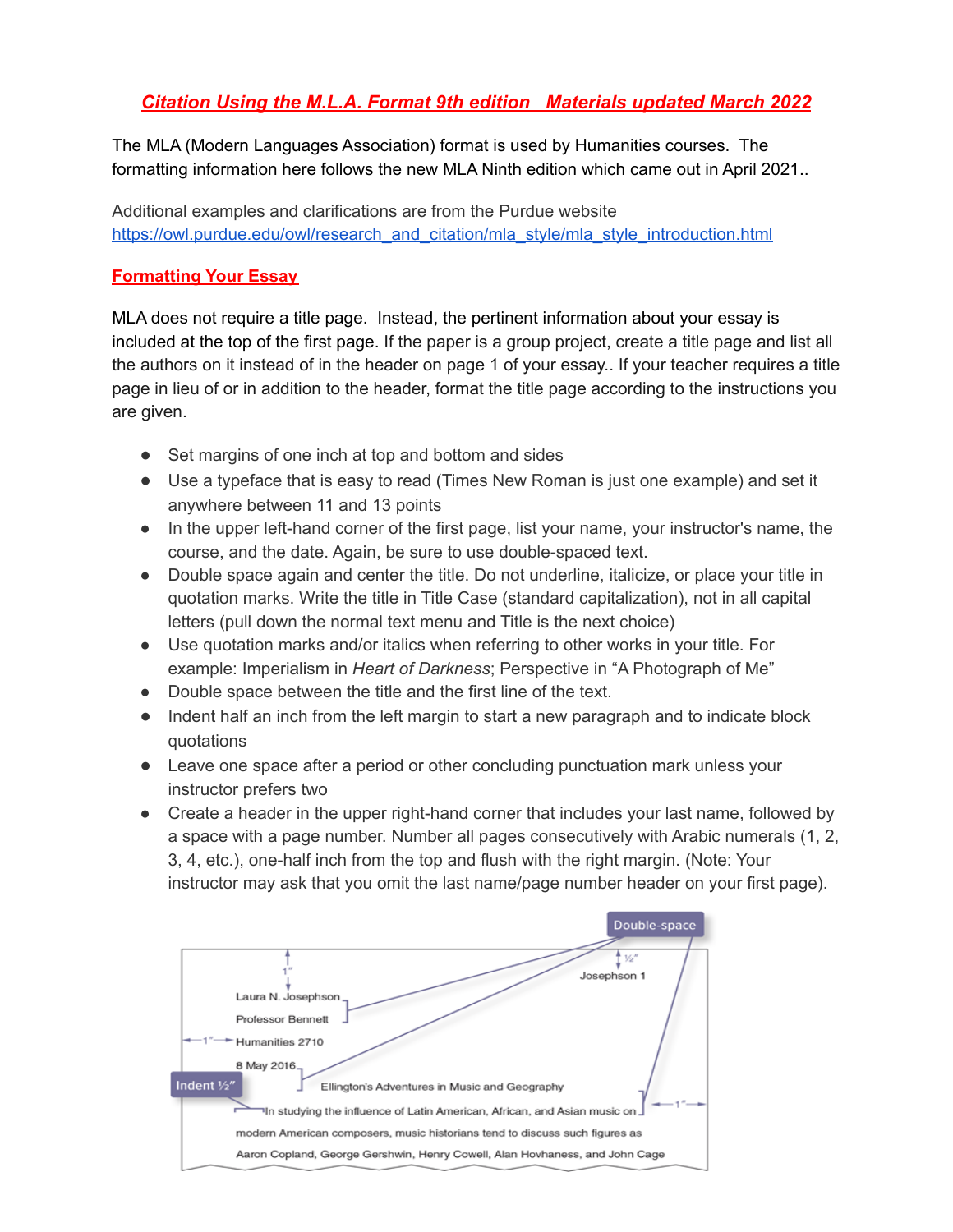# *Citation Using the M.L.A. Format 9th edition   Materials updated March 2022*

The MLA (Modern Languages Association) format is used by Humanities courses. The formatting information here follows the new MLA Ninth edition which came out in April 2021..

Additional examples and clarifications are from the Purdue website
https://owl.purdue.edu/owl/research_and_citation/mla_style/mla_style_introduction.html

## Formatting Your Essay

MLA does not require a title page. Instead, the pertinent information about your essay is included at the top of the first page. If the paper is a group project, create a title page and list all the authors on it instead of in the header on page 1 of your essay.. If your teacher requires a title page in lieu of or in addition to the header, format the title page according to the instructions you are given.

- Set margins of one inch at top and bottom and sides
- Use a typeface that is easy to read (Times New Roman is just one example) and set it anywhere between 11 and 13 points
- In the upper left-hand corner of the first page, list your name, your instructor's name, the course, and the date. Again, be sure to use double-spaced text.
- Double space again and center the title. Do not underline, italicize, or place your title in quotation marks. Write the title in Title Case (standard capitalization), not in all capital letters (pull down the normal text menu and Title is the next choice)
- Use quotation marks and/or italics when referring to other works in your title. For example: Imperialism in *Heart of Darkness*; Perspective in "A Photograph of Me"
- Double space between the title and the first line of the text.
- Indent half an inch from the left margin to start a new paragraph and to indicate block quotations
- Leave one space after a period or other concluding punctuation mark unless your instructor prefers two
- Create a header in the upper right-hand corner that includes your last name, followed by a space with a page number. Number all pages consecutively with Arabic numerals (1, 2, 3, 4, etc.), one-half inch from the top and flush with the right margin. (Note: Your instructor may ask that you omit the last name/page number header on your first page).

Double-space

½"

1"

Josephson 1

Laura N. Josephson

Professor Bennett

1" Humanities 2710

8 May 2016

Indent ½"

Ellington's Adventures in Music and Geography

In studying the influence of Latin American, African, and Asian music on

1"

modern American composers, music historians tend to discuss such figures as

Aaron Copland, George Gershwin, Henry Cowell, Alan Hovhaness, and John Cage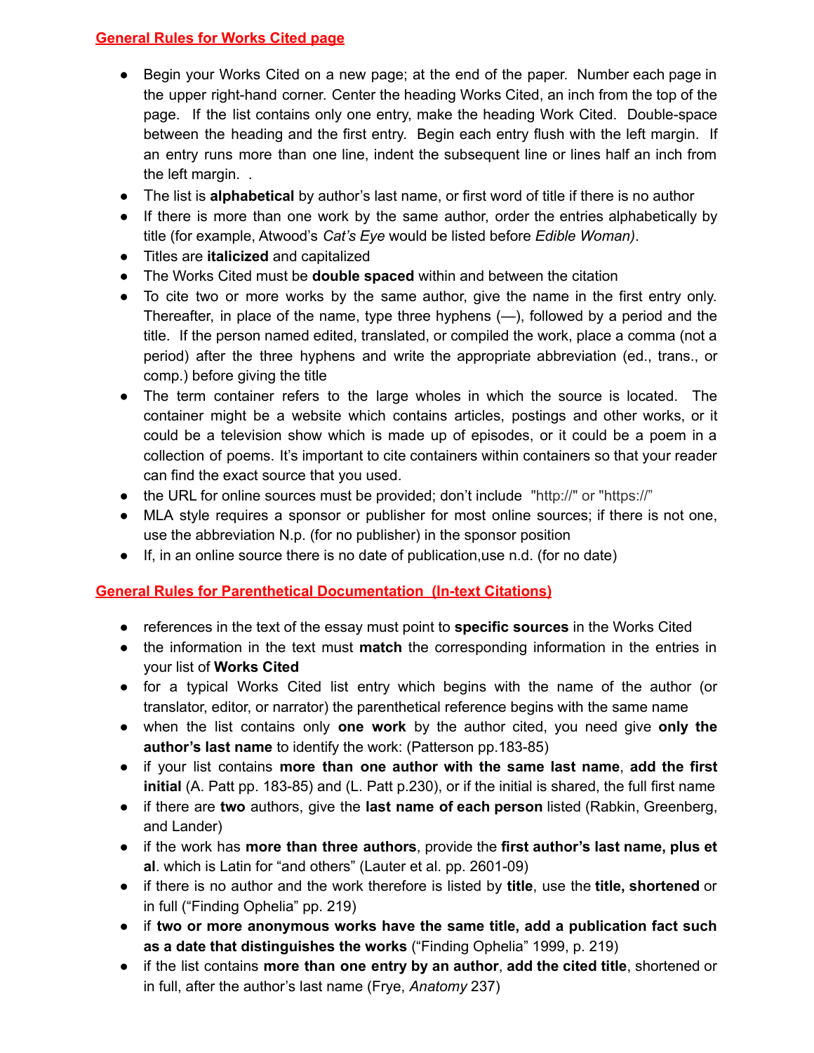## General Rules for Works Cited page

- Begin your Works Cited on a new page; at the end of the paper. Number each page in the upper right-hand corner. Center the heading Works Cited, an inch from the top of the page. If the list contains only one entry, make the heading Work Cited. Double-space between the heading and the first entry. Begin each entry flush with the left margin. If an entry runs more than one line, indent the subsequent line or lines half an inch from the left margin. .
- The list is **alphabetical** by author's last name, or first word of title if there is no author
- If there is more than one work by the same author, order the entries alphabetically by title (for example, Atwood's *Cat's Eye* would be listed before *Edible Woman)*.
- Titles are **italicized** and capitalized
- The Works Cited must be **double spaced** within and between the citation
- To cite two or more works by the same author, give the name in the first entry only. Thereafter, in place of the name, type three hyphens (—), followed by a period and the title. If the person named edited, translated, or compiled the work, place a comma (not a period) after the three hyphens and write the appropriate abbreviation (ed., trans., or comp.) before giving the title
- The term container refers to the large wholes in which the source is located. The container might be a website which contains articles, postings and other works, or it could be a television show which is made up of episodes, or it could be a poem in a collection of poems. It's important to cite containers within containers so that your reader can find the exact source that you used.
- the URL for online sources must be provided; don't include "http://" or "https://"
- MLA style requires a sponsor or publisher for most online sources; if there is not one, use the abbreviation N.p. (for no publisher) in the sponsor position
- If, in an online source there is no date of publication,use n.d. (for no date)

## General Rules for Parenthetical Documentation (In-text Citations)

- references in the text of the essay must point to **specific sources** in the Works Cited
- the information in the text must **match** the corresponding information in the entries in your list of **Works Cited**
- for a typical Works Cited list entry which begins with the name of the author (or translator, editor, or narrator) the parenthetical reference begins with the same name
- when the list contains only **one work** by the author cited, you need give **only the author's last name** to identify the work: (Patterson pp.183-85)
- if your list contains **more than one author with the same last name**, **add the first initial** (A. Patt pp. 183-85) and (L. Patt p.230), or if the initial is shared, the full first name
- if there are **two** authors, give the **last name of each person** listed (Rabkin, Greenberg, and Lander)
- if the work has **more than three authors**, provide the **first author's last name, plus et al**. which is Latin for "and others" (Lauter et al. pp. 2601-09)
- if there is no author and the work therefore is listed by **title**, use the **title, shortened** or in full ("Finding Ophelia" pp. 219)
- if **two or more anonymous works have the same title, add a publication fact such as a date that distinguishes the works** ("Finding Ophelia" 1999, p. 219)
- if the list contains **more than one entry by an author**, **add the cited title**, shortened or in full, after the author's last name (Frye, *Anatomy* 237)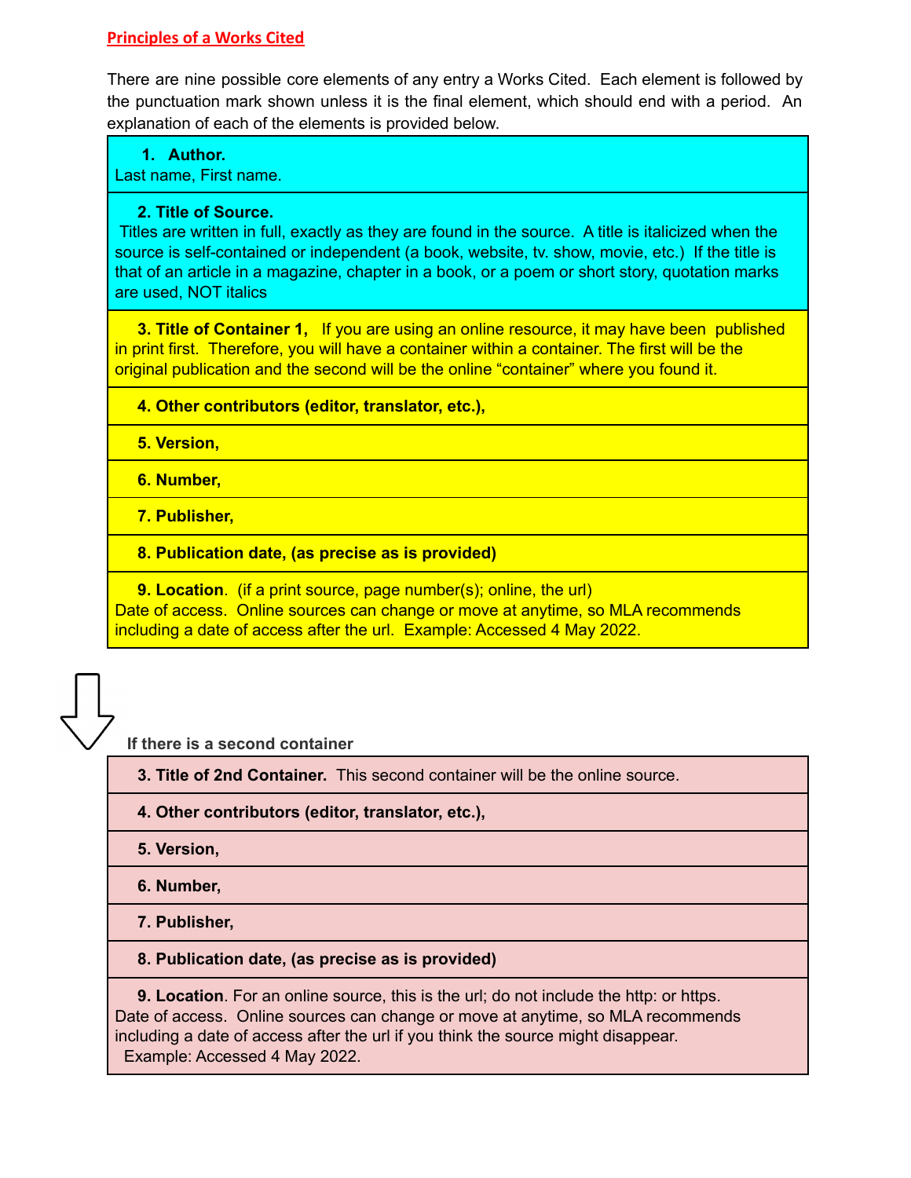## Principles of a Works Cited

There are nine possible core elements of any entry a Works Cited. Each element is followed by the punctuation mark shown unless it is the final element, which should end with a period. An explanation of each of the elements is provided below.

| |
|---|
| **1. Author.**<br>Last name, First name. |
| **2. Title of Source.**<br>Titles are written in full, exactly as they are found in the source. A title is italicized when the source is self-contained or independent (a book, website, tv. show, movie, etc.) If the title is that of an article in a magazine, chapter in a book, or a poem or short story, quotation marks are used, NOT italics |
| **3. Title of Container 1,** If you are using an online resource, it may have been published in print first. Therefore, you will have a container within a container. The first will be the original publication and the second will be the online "container" where you found it. |
| **4. Other contributors (editor, translator, etc.),** |
| **5. Version,** |
| **6. Number,** |
| **7. Publisher,** |
| **8. Publication date, (as precise as is provided)** |
| **9. Location**. (if a print source, page number(s); online, the url)<br>Date of access. Online sources can change or move at anytime, so MLA recommends including a date of access after the url. Example: Accessed 4 May 2022. |

**If there is a second container**

| |
|---|
| **3. Title of 2nd Container.** This second container will be the online source. |
| **4. Other contributors (editor, translator, etc.),** |
| **5. Version,** |
| **6. Number,** |
| **7. Publisher,** |
| **8. Publication date, (as precise as is provided)** |
| **9. Location**. For an online source, this is the url; do not include the http: or https.<br>Date of access. Online sources can change or move at anytime, so MLA recommends including a date of access after the url if you think the source might disappear.<br>Example: Accessed 4 May 2022. |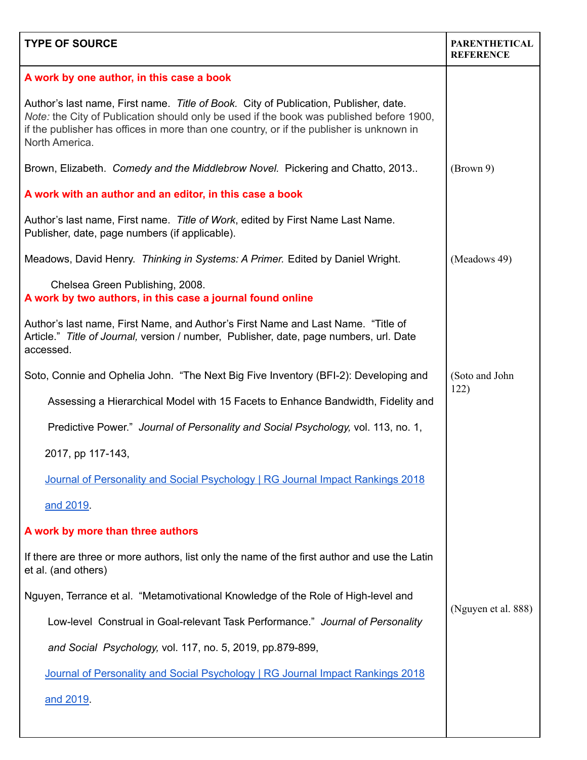| TYPE OF SOURCE | PARENTHETICAL REFERENCE |
|---|---|
| **A work by one author, in this case a book** | |
| Author's last name, First name. *Title of Book.* City of Publication, Publisher, date. *Note:* the City of Publication should only be used if the book was published before 1900, if the publisher has offices in more than one country, or if the publisher is unknown in North America. | |
| Brown, Elizabeth. *Comedy and the Middlebrow Novel.* Pickering and Chatto, 2013.. | (Brown 9) |
| **A work with an author and an editor, in this case a book** | |
| Author's last name, First name. *Title of Work*, edited by First Name Last Name. Publisher, date, page numbers (if applicable). | |
| Meadows, David Henry. *Thinking in Systems: A Primer.* Edited by Daniel Wright. Chelsea Green Publishing, 2008. | (Meadows 49) |
| **A work by two authors, in this case a journal found online** | |
| Author's last name, First Name, and Author's First Name and Last Name. "Title of Article." *Title of Journal,* version / number, Publisher, date, page numbers, url. Date accessed. | |
| Soto, Connie and Ophelia John. "The Next Big Five Inventory (BFI-2): Developing and Assessing a Hierarchical Model with 15 Facets to Enhance Bandwidth, Fidelity and Predictive Power." *Journal of Personality and Social Psychology,* vol. 113, no. 1, 2017, pp 117-143, [Journal of Personality and Social Psychology \| RG Journal Impact Rankings 2018 and 2019]. | (Soto and John 122) |
| **A work by more than three authors** | |
| If there are three or more authors, list only the name of the first author and use the Latin et al. (and others) | |
| Nguyen, Terrance et al. "Metamotivational Knowledge of the Role of High-level and Low-level Construal in Goal-relevant Task Performance." *Journal of Personality and Social Psychology,* vol. 117, no. 5, 2019, pp.879-899, [Journal of Personality and Social Psychology \| RG Journal Impact Rankings 2018 and 2019]. | (Nguyen et al. 888) |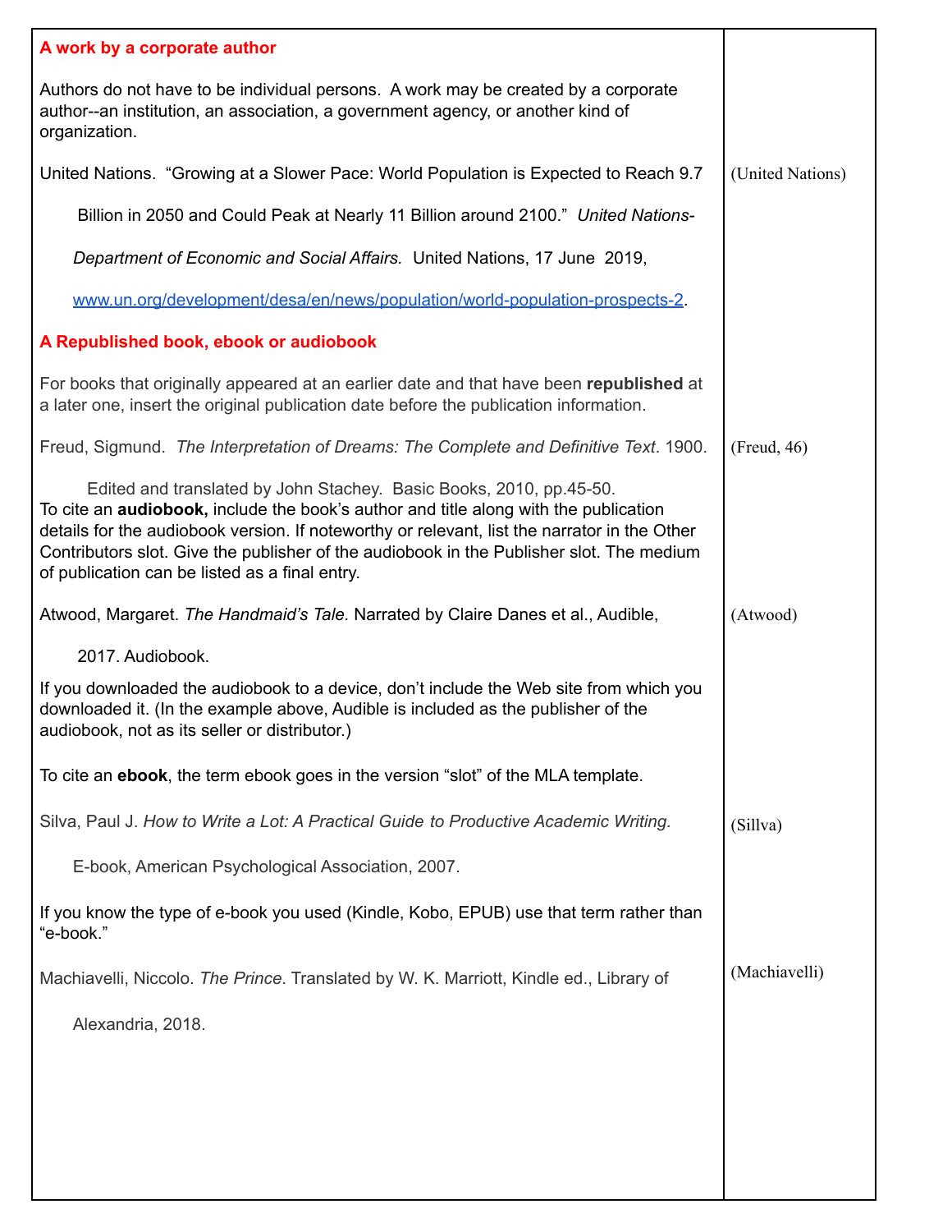| | |
|---|---|
| **A work by a corporate author**<br><br>Authors do not have to be individual persons. A work may be created by a corporate author--an institution, an association, a government agency, or another kind of organization.<br><br>United Nations. "Growing at a Slower Pace: World Population is Expected to Reach 9.7 Billion in 2050 and Could Peak at Nearly 11 Billion around 2100." *United Nations-Department of Economic and Social Affairs.* United Nations, 17 June 2019, www.un.org/development/desa/en/news/population/world-population-prospects-2. | (United Nations) |
| **A Republished book, ebook or audiobook**<br><br>For books that originally appeared at an earlier date and that have been **republished** at a later one, insert the original publication date before the publication information.<br><br>Freud, Sigmund. *The Interpretation of Dreams: The Complete and Definitive Text*. 1900. Edited and translated by John Stachey. Basic Books, 2010, pp.45-50. | (Freud, 46) |
| To cite an **audiobook,** include the book's author and title along with the publication details for the audiobook version. If noteworthy or relevant, list the narrator in the Other Contributors slot. Give the publisher of the audiobook in the Publisher slot. The medium of publication can be listed as a final entry.<br><br>Atwood, Margaret. *The Handmaid's Tale.* Narrated by Claire Danes et al., Audible, 2017. Audiobook.<br><br>If you downloaded the audiobook to a device, don't include the Web site from which you downloaded it. (In the example above, Audible is included as the publisher of the audiobook, not as its seller or distributor.) | (Atwood) |
| To cite an **ebook**, the term ebook goes in the version "slot" of the MLA template.<br><br>Silva, Paul J. *How to Write a Lot: A Practical Guide to Productive Academic Writing.* E-book, American Psychological Association, 2007. | (Sillva) |
| If you know the type of e-book you used (Kindle, Kobo, EPUB) use that term rather than "e-book."<br><br>Machiavelli, Niccolo. *The Prince*. Translated by W. K. Marriott, Kindle ed., Library of Alexandria, 2018. | (Machiavelli) |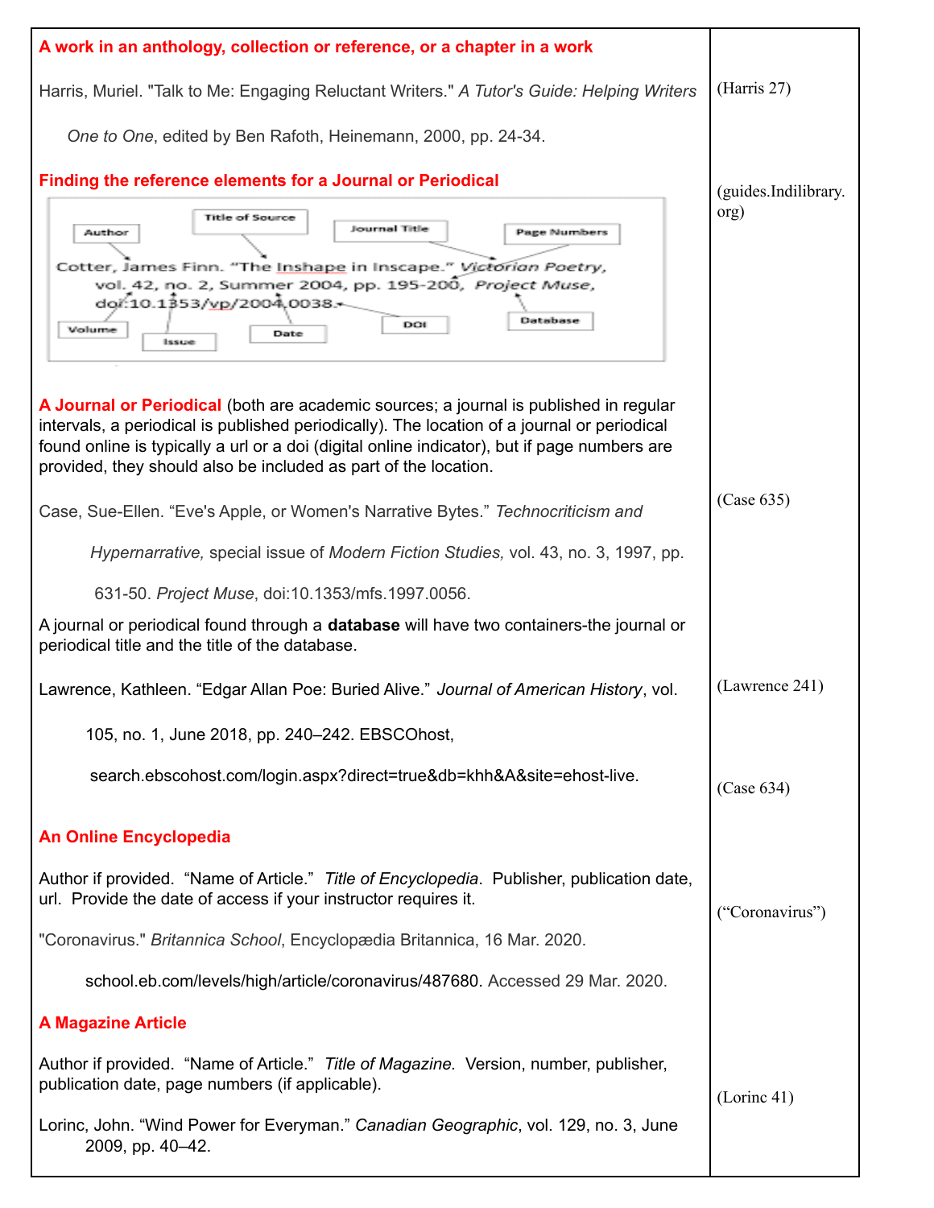| | |
|---|---|
| **A work in an anthology, collection or reference, or a chapter in a work**<br><br>Harris, Muriel. "Talk to Me: Engaging Reluctant Writers." *A Tutor's Guide: Helping Writers One to One*, edited by Ben Rafoth, Heinemann, 2000, pp. 24-34. | (Harris 27) |
| **Finding the reference elements for a Journal or Periodical**<br><br>Author · Title of Source · Journal Title · Page Numbers<br>Cotter, James Finn. "The Inshape in Inscape." *Victorian Poetry*, vol. 42, no. 2, Summer 2004, pp. 195-200, *Project Muse*, doi:10.1353/vp/2004.0038.<br>Volume · Issue · Date · DOI · Database | (guides.Indilibrary.org) |
| **A Journal or Periodical** (both are academic sources; a journal is published in regular intervals, a periodical is published periodically). The location of a journal or periodical found online is typically a url or a doi (digital online indicator), but if page numbers are provided, they should also be included as part of the location.<br><br>Case, Sue-Ellen. "Eve's Apple, or Women's Narrative Bytes." *Technocriticism and Hypernarrative,* special issue of *Modern Fiction Studies,* vol. 43, no. 3, 1997, pp. 631-50. *Project Muse*, doi:10.1353/mfs.1997.0056. | (Case 635) |
| A journal or periodical found through a **database** will have two containers-the journal or periodical title and the title of the database.<br><br>Lawrence, Kathleen. "Edgar Allan Poe: Buried Alive." *Journal of American History*, vol. 105, no. 1, June 2018, pp. 240–242. EBSCOhost, search.ebscohost.com/login.aspx?direct=true&db=khh&A&site=ehost-live. | (Lawrence 241)<br><br>(Case 634) |
| **An Online Encyclopedia**<br><br>Author if provided. "Name of Article." *Title of Encyclopedia*. Publisher, publication date, url. Provide the date of access if your instructor requires it.<br><br>"Coronavirus." *Britannica School*, Encyclopædia Britannica, 16 Mar. 2020. school.eb.com/levels/high/article/coronavirus/487680. Accessed 29 Mar. 2020. | ("Coronavirus") |
| **A Magazine Article**<br><br>Author if provided. "Name of Article." *Title of Magazine.* Version, number, publisher, publication date, page numbers (if applicable).<br><br>Lorinc, John. "Wind Power for Everyman." *Canadian Geographic*, vol. 129, no. 3, June 2009, pp. 40–42. | (Lorinc 41) |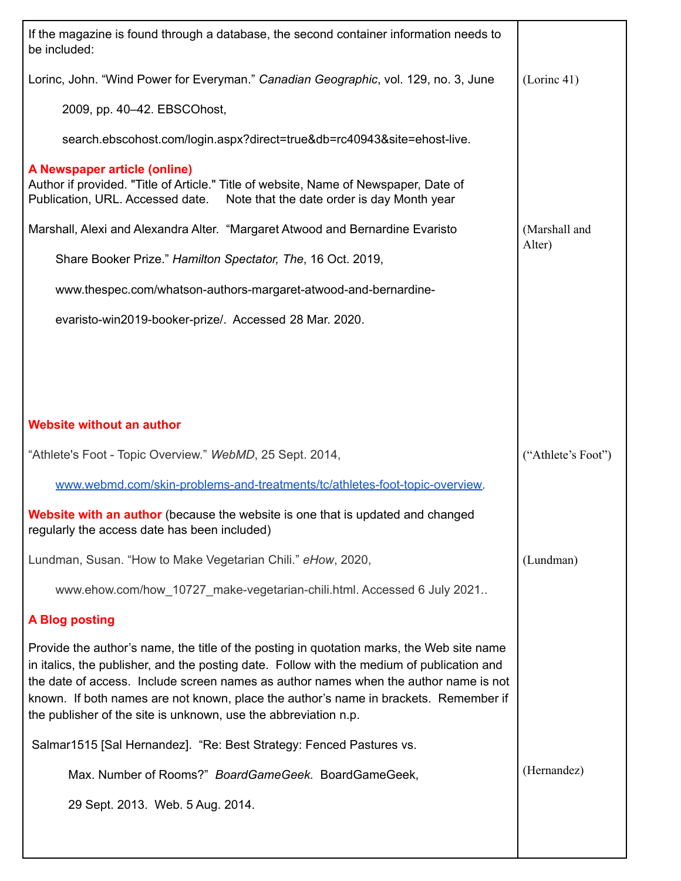| | |
|---|---|
| If the magazine is found through a database, the second container information needs to be included:<br><br>Lorinc, John. "Wind Power for Everyman." *Canadian Geographic*, vol. 129, no. 3, June 2009, pp. 40–42. EBSCOhost, search.ebscohost.com/login.aspx?direct=true&db=rc40943&site=ehost-live. | (Lorinc 41) |
| **A Newspaper article (online)**<br>Author if provided. "Title of Article." Title of website, Name of Newspaper, Date of Publication, URL. Accessed date. Note that the date order is day Month year<br><br>Marshall, Alexi and Alexandra Alter. "Margaret Atwood and Bernardine Evaristo Share Booker Prize." *Hamilton Spectator, The*, 16 Oct. 2019, www.thespec.com/whatson-authors-margaret-atwood-and-bernardine-evaristo-win2019-booker-prize/. Accessed 28 Mar. 2020. | (Marshall and Alter) |
| **Website without an author**<br><br>"Athlete's Foot - Topic Overview." *WebMD*, 25 Sept. 2014, www.webmd.com/skin-problems-and-treatments/tc/athletes-foot-topic-overview. | ("Athlete's Foot") |
| **Website with an author** (because the website is one that is updated and changed regularly the access date has been included)<br><br>Lundman, Susan. "How to Make Vegetarian Chili." *eHow*, 2020, www.ehow.com/how_10727_make-vegetarian-chili.html. Accessed 6 July 2021.. | (Lundman) |
| **A Blog posting**<br><br>Provide the author's name, the title of the posting in quotation marks, the Web site name in italics, the publisher, and the posting date. Follow with the medium of publication and the date of access. Include screen names as author names when the author name is not known. If both names are not known, place the author's name in brackets. Remember if the publisher of the site is unknown, use the abbreviation n.p.<br><br>Salmar1515 [Sal Hernandez]. "Re: Best Strategy: Fenced Pastures vs. Max. Number of Rooms?" *BoardGameGeek*. BoardGameGeek, 29 Sept. 2013. Web. 5 Aug. 2014. | (Hernandez) |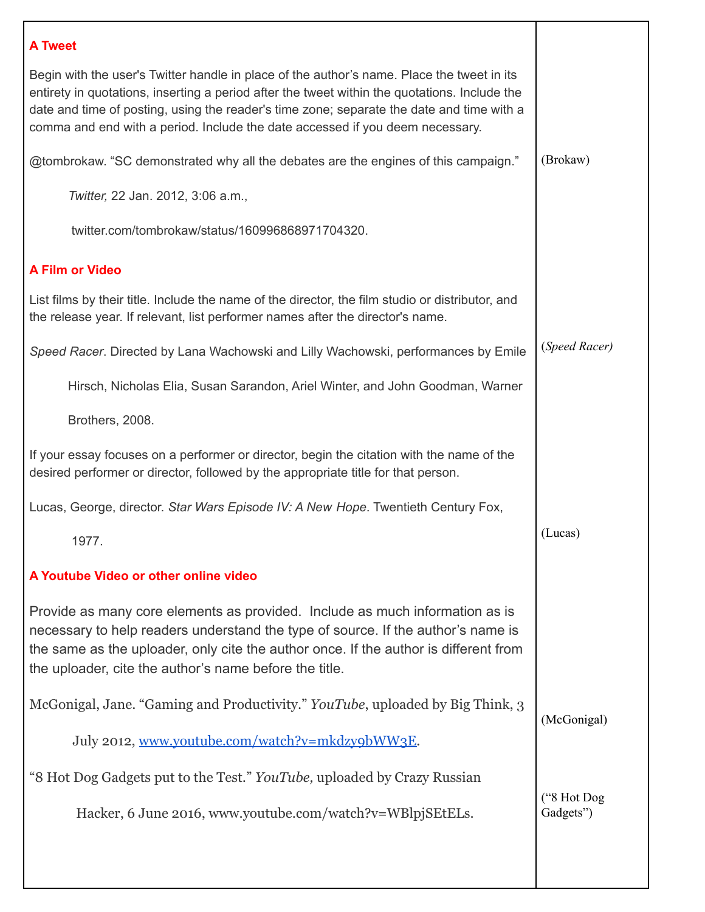| | |
|---|---|
| **A Tweet**<br><br>Begin with the user's Twitter handle in place of the author's name. Place the tweet in its entirety in quotations, inserting a period after the tweet within the quotations. Include the date and time of posting, using the reader's time zone; separate the date and time with a comma and end with a period. Include the date accessed if you deem necessary.<br><br>@tombrokaw. "SC demonstrated why all the debates are the engines of this campaign." *Twitter,* 22 Jan. 2012, 3:06 a.m., twitter.com/tombrokaw/status/160996868971704320. | (Brokaw) |
| **A Film or Video**<br><br>List films by their title. Include the name of the director, the film studio or distributor, and the release year. If relevant, list performer names after the director's name.<br><br>*Speed Racer*. Directed by Lana Wachowski and Lilly Wachowski, performances by Emile Hirsch, Nicholas Elia, Susan Sarandon, Ariel Winter, and John Goodman, Warner Brothers, 2008. | (*Speed Racer*) |
| If your essay focuses on a performer or director, begin the citation with the name of the desired performer or director, followed by the appropriate title for that person.<br><br>Lucas, George, director. *Star Wars Episode IV: A New Hope*. Twentieth Century Fox, 1977. | (Lucas) |
| **A Youtube Video or other online video**<br><br>Provide as many core elements as provided. Include as much information as is necessary to help readers understand the type of source. If the author's name is the same as the uploader, only cite the author once. If the author is different from the uploader, cite the author's name before the title.<br><br>McGonigal, Jane. "Gaming and Productivity." *YouTube*, uploaded by Big Think, 3 July 2012, www.youtube.com/watch?v=mkdzy9bWW3E. | (McGonigal) |
| "8 Hot Dog Gadgets put to the Test." *YouTube,* uploaded by Crazy Russian Hacker, 6 June 2016, www.youtube.com/watch?v=WBlpjSEtELs. | ("8 Hot Dog Gadgets") |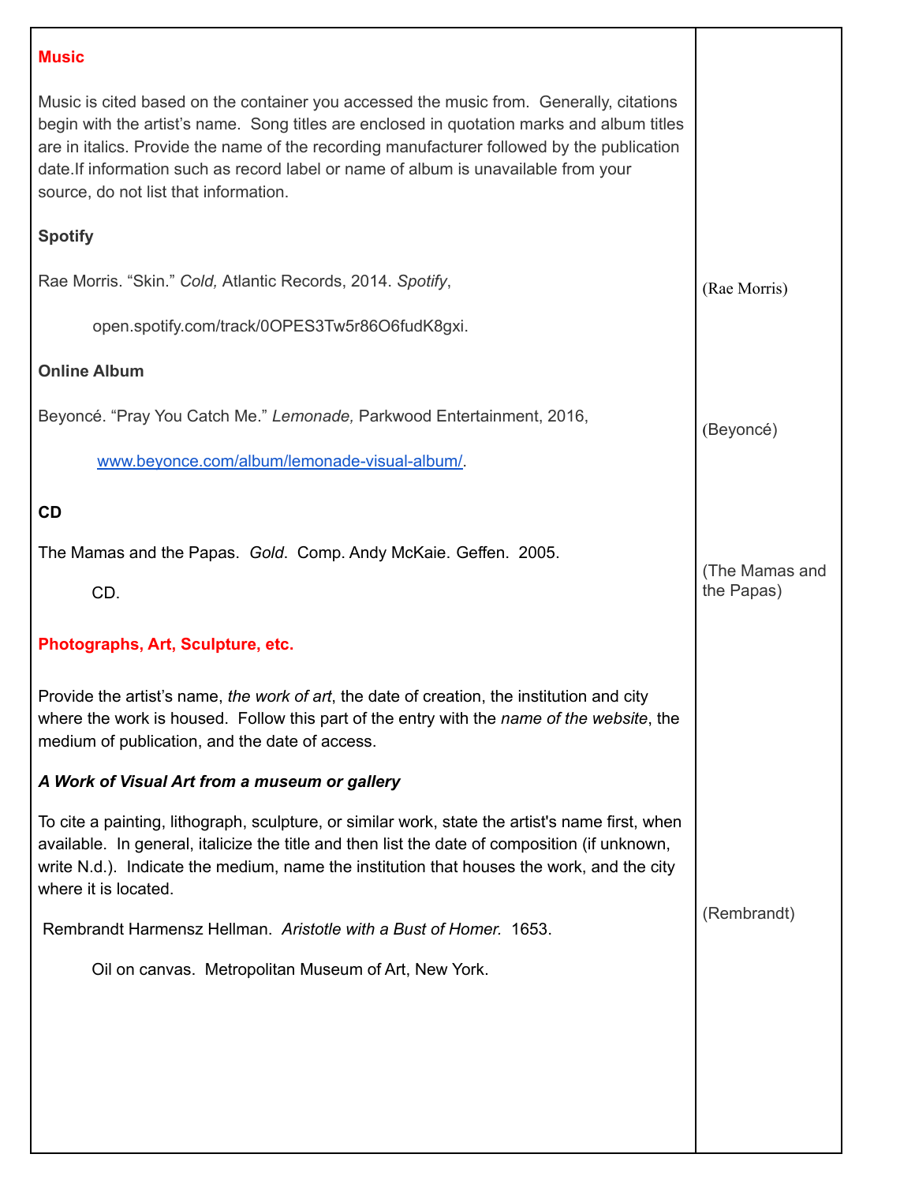| | |
|---|---|
| **Music**<br><br>Music is cited based on the container you accessed the music from. Generally, citations begin with the artist's name. Song titles are enclosed in quotation marks and album titles are in italics. Provide the name of the recording manufacturer followed by the publication date.If information such as record label or name of album is unavailable from your source, do not list that information. | |
| **Spotify**<br><br>Rae Morris. "Skin." *Cold,* Atlantic Records, 2014. *Spotify*, open.spotify.com/track/0OPES3Tw5r86O6fudK8gxi. | (Rae Morris) |
| **Online Album**<br><br>Beyoncé. "Pray You Catch Me." *Lemonade,* Parkwood Entertainment, 2016, www.beyonce.com/album/lemonade-visual-album/. | (Beyoncé) |
| **CD**<br><br>The Mamas and the Papas. *Gold*. Comp. Andy McKaie. Geffen. 2005. CD. | (The Mamas and the Papas) |
| **Photographs, Art, Sculpture, etc.**<br><br>Provide the artist's name, *the work of art*, the date of creation, the institution and city where the work is housed. Follow this part of the entry with the *name of the website*, the medium of publication, and the date of access. | |
| ***A Work of Visual Art from a museum or gallery***<br><br>To cite a painting, lithograph, sculpture, or similar work, state the artist's name first, when available. In general, italicize the title and then list the date of composition (if unknown, write N.d.). Indicate the medium, name the institution that houses the work, and the city where it is located.<br><br>Rembrandt Harmensz Hellman. *Aristotle with a Bust of Homer.* 1653. Oil on canvas. Metropolitan Museum of Art, New York. | (Rembrandt) |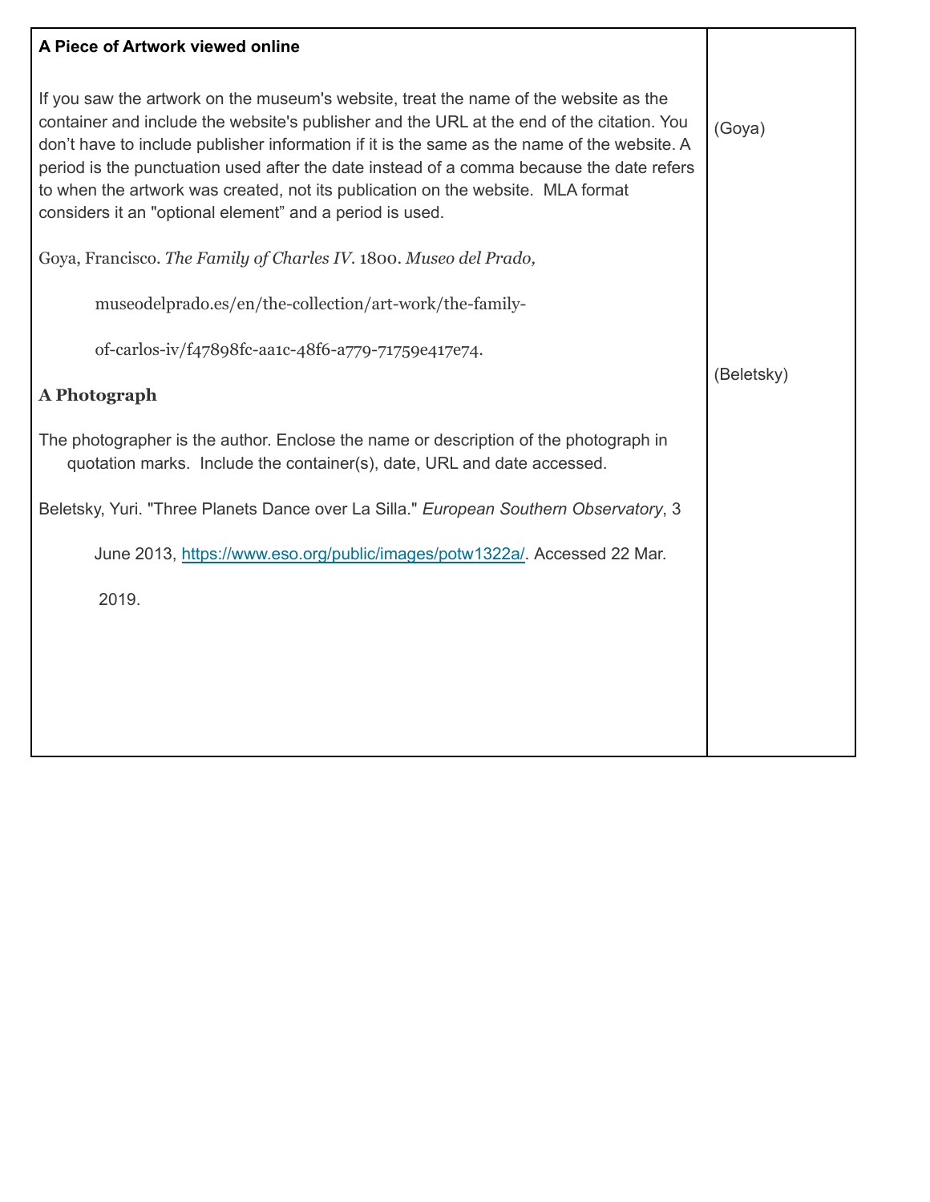| **A Piece of Artwork viewed online**<br><br>If you saw the artwork on the museum's website, treat the name of the website as the container and include the website's publisher and the URL at the end of the citation. You don't have to include publisher information if it is the same as the name of the website. A period is the punctuation used after the date instead of a comma because the date refers to when the artwork was created, not its publication on the website. MLA format considers it an "optional element" and a period is used.<br><br>Goya, Francisco. *The Family of Charles IV*. 1800. *Museo del Prado,* museodelprado.es/en/the-collection/art-work/the-family-of-carlos-iv/f47898fc-aa1c-48f6-a779-71759e417e74.<br><br>**A Photograph**<br><br>The photographer is the author. Enclose the name or description of the photograph in quotation marks. Include the container(s), date, URL and date accessed.<br><br>Beletsky, Yuri. "Three Planets Dance over La Silla." *European Southern Observatory*, 3 June 2013, https://www.eso.org/public/images/potw1322a/. Accessed 22 Mar. 2019. | (Goya)<br><br>(Beletsky) |
|---|---|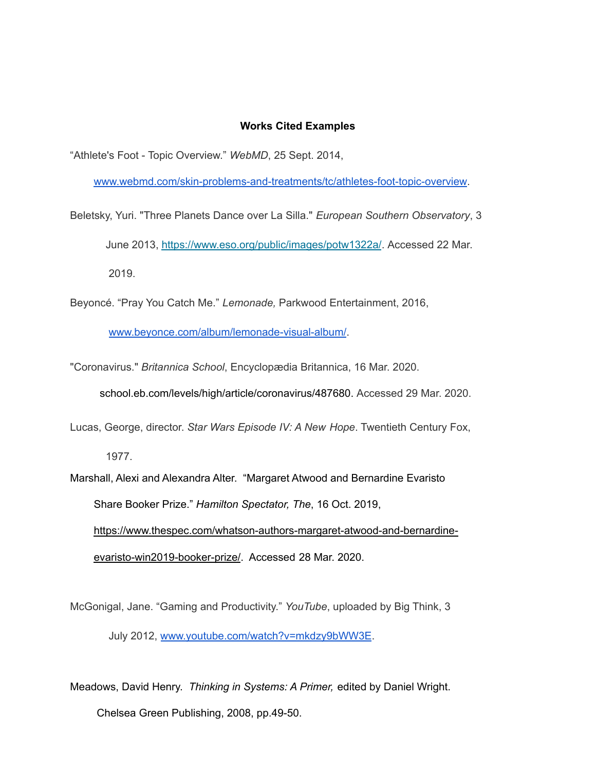**Works Cited Examples**

"Athlete's Foot - Topic Overview." *WebMD*, 25 Sept. 2014, www.webmd.com/skin-problems-and-treatments/tc/athletes-foot-topic-overview.

Beletsky, Yuri. "Three Planets Dance over La Silla." *European Southern Observatory*, 3 June 2013, https://www.eso.org/public/images/potw1322a/. Accessed 22 Mar. 2019.

Beyoncé. "Pray You Catch Me." *Lemonade,* Parkwood Entertainment, 2016, www.beyonce.com/album/lemonade-visual-album/.

"Coronavirus." *Britannica School*, Encyclopædia Britannica, 16 Mar. 2020. school.eb.com/levels/high/article/coronavirus/487680. Accessed 29 Mar. 2020.

Lucas, George, director. *Star Wars Episode IV: A New Hope*. Twentieth Century Fox, 1977.

Marshall, Alexi and Alexandra Alter. "Margaret Atwood and Bernardine Evaristo Share Booker Prize." *Hamilton Spectator, The*, 16 Oct. 2019, https://www.thespec.com/whatson-authors-margaret-atwood-and-bernardine-evaristo-win2019-booker-prize/. Accessed 28 Mar. 2020.

McGonigal, Jane. "Gaming and Productivity." *YouTube*, uploaded by Big Think, 3 July 2012, www.youtube.com/watch?v=mkdzy9bWW3E.

Meadows, David Henry. *Thinking in Systems: A Primer,* edited by Daniel Wright. Chelsea Green Publishing, 2008, pp.49-50.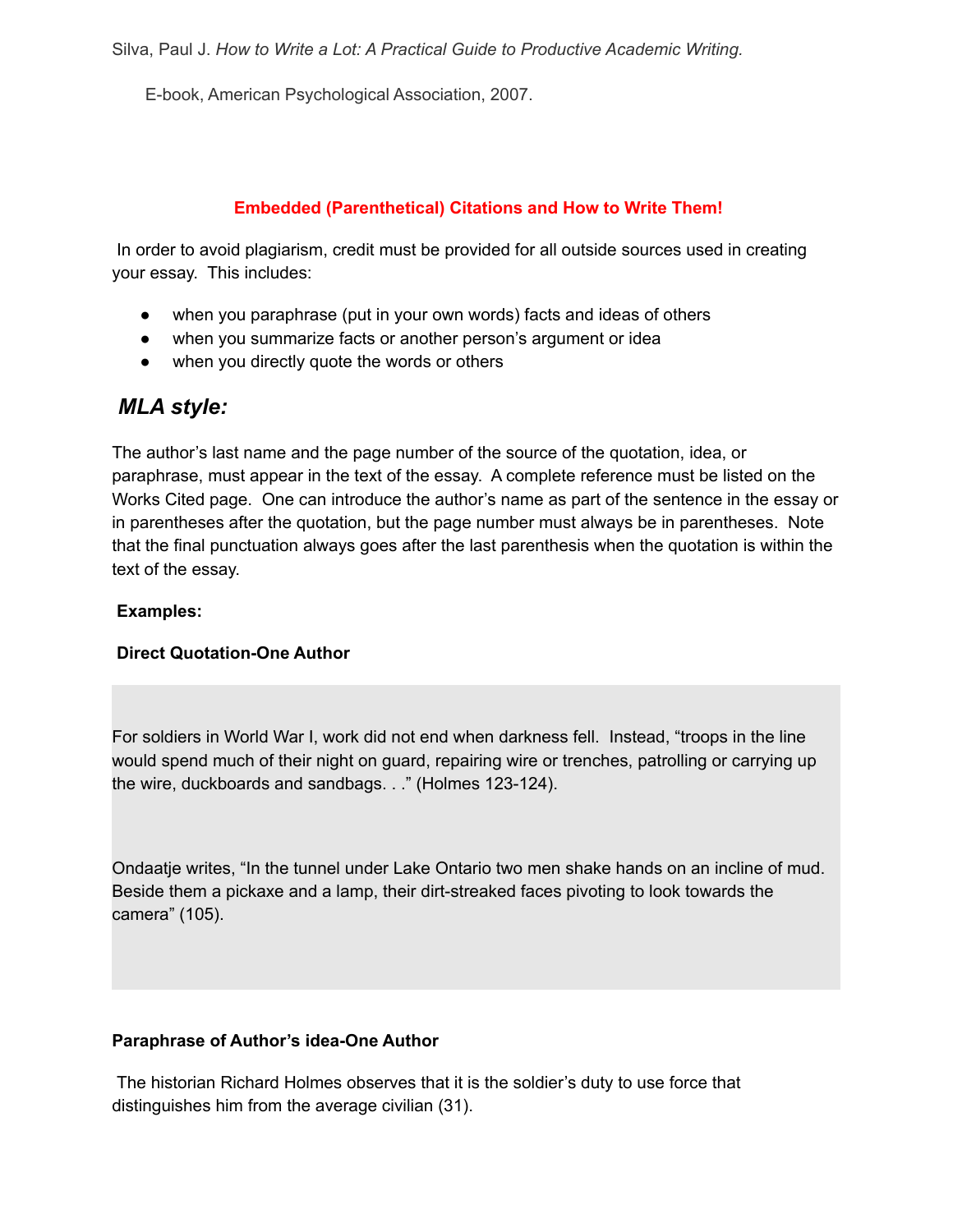Silva, Paul J. *How to Write a Lot: A Practical Guide to Productive Academic Writing.*

E-book, American Psychological Association, 2007.

**Embedded (Parenthetical) Citations and How to Write Them!**

In order to avoid plagiarism, credit must be provided for all outside sources used in creating your essay. This includes:

- when you paraphrase (put in your own words) facts and ideas of others
- when you summarize facts or another person's argument or idea
- when you directly quote the words or others

## *MLA style:*

The author's last name and the page number of the source of the quotation, idea, or paraphrase, must appear in the text of the essay. A complete reference must be listed on the Works Cited page. One can introduce the author's name as part of the sentence in the essay or in parentheses after the quotation, but the page number must always be in parentheses. Note that the final punctuation always goes after the last parenthesis when the quotation is within the text of the essay.

**Examples:**

**Direct Quotation-One Author**

For soldiers in World War I, work did not end when darkness fell. Instead, "troops in the line would spend much of their night on guard, repairing wire or trenches, patrolling or carrying up the wire, duckboards and sandbags. . ." (Holmes 123-124).

Ondaatje writes, "In the tunnel under Lake Ontario two men shake hands on an incline of mud. Beside them a pickaxe and a lamp, their dirt-streaked faces pivoting to look towards the camera" (105).

**Paraphrase of Author's idea-One Author**

The historian Richard Holmes observes that it is the soldier's duty to use force that distinguishes him from the average civilian (31).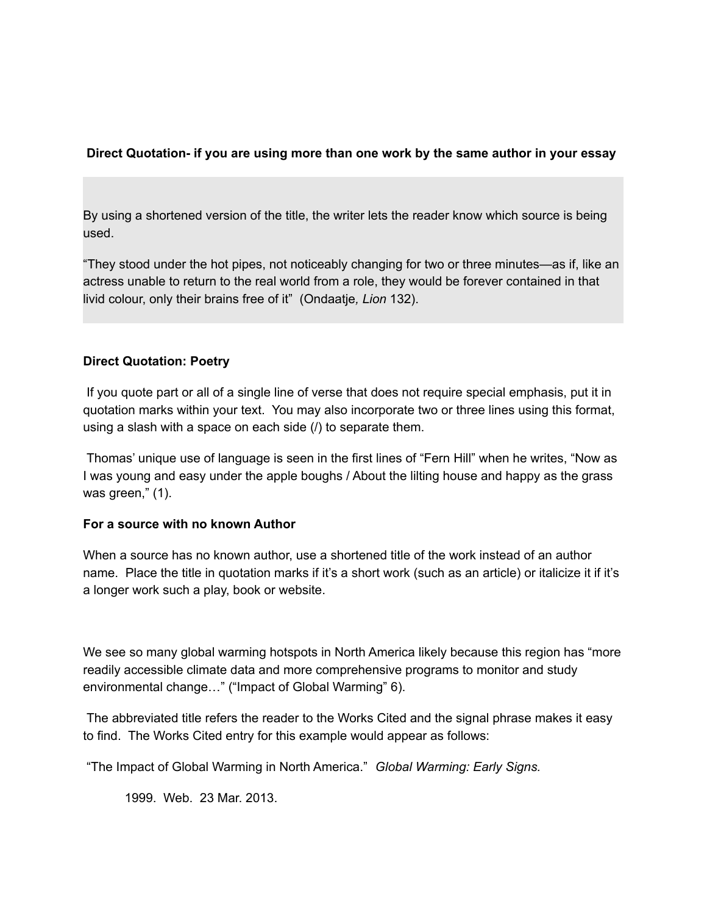**Direct Quotation- if you are using more than one work by the same author in your essay**

By using a shortened version of the title, the writer lets the reader know which source is being used.

“They stood under the hot pipes, not noticeably changing for two or three minutes—as if, like an actress unable to return to the real world from a role, they would be forever contained in that livid colour, only their brains free of it” (Ondaatje*, Lion* 132).

**Direct Quotation: Poetry**

If you quote part or all of a single line of verse that does not require special emphasis, put it in quotation marks within your text. You may also incorporate two or three lines using this format, using a slash with a space on each side (/) to separate them.

Thomas’ unique use of language is seen in the first lines of “Fern Hill” when he writes, “Now as I was young and easy under the apple boughs / About the lilting house and happy as the grass was green,” (1).

**For a source with no known Author**

When a source has no known author, use a shortened title of the work instead of an author name. Place the title in quotation marks if it’s a short work (such as an article) or italicize it if it’s a longer work such a play, book or website.

We see so many global warming hotspots in North America likely because this region has “more readily accessible climate data and more comprehensive programs to monitor and study environmental change…” (“Impact of Global Warming” 6).

The abbreviated title refers the reader to the Works Cited and the signal phrase makes it easy to find. The Works Cited entry for this example would appear as follows:

“The Impact of Global Warming in North America.” *Global Warming: Early Signs.*

1999. Web. 23 Mar. 2013.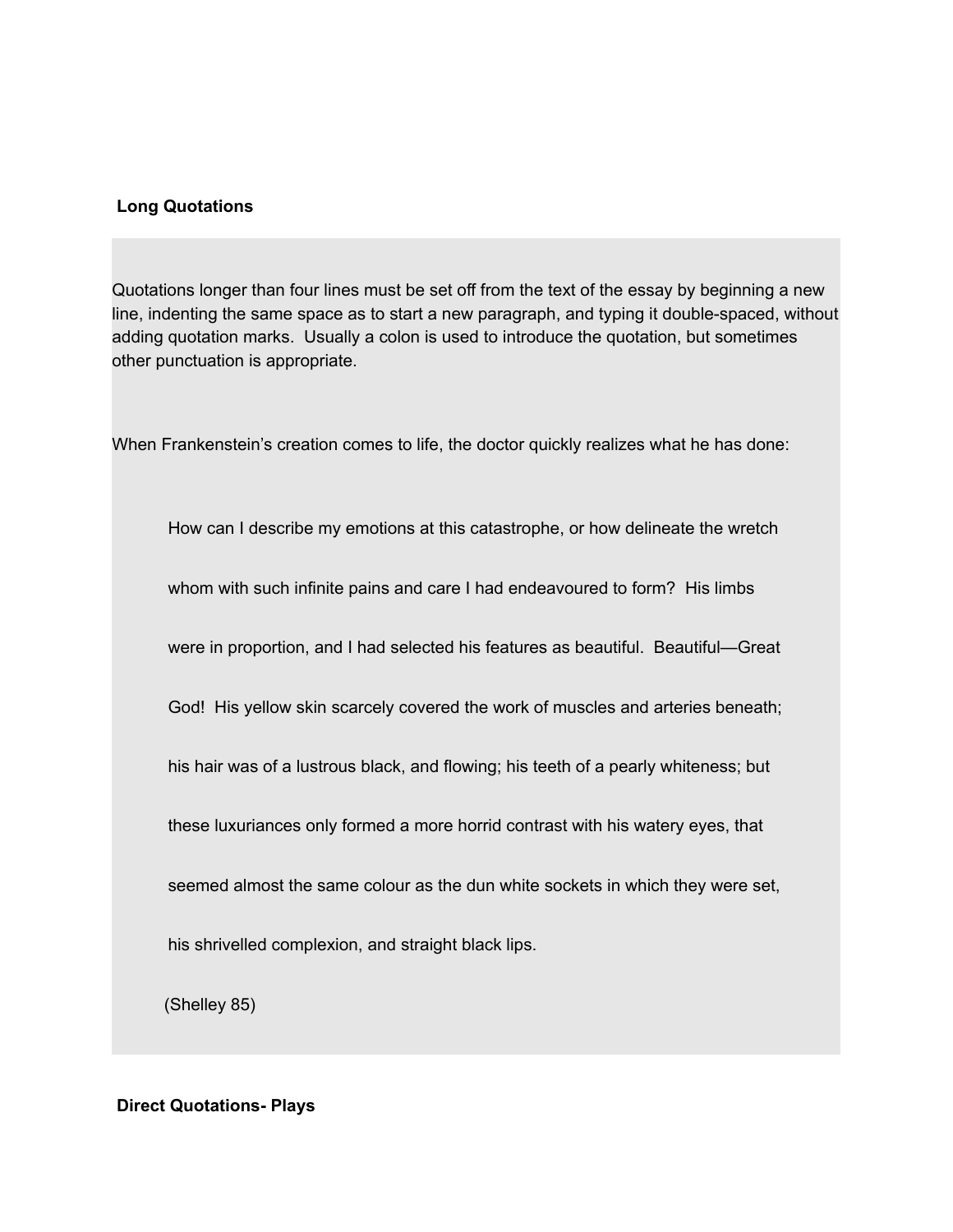**Long Quotations**

Quotations longer than four lines must be set off from the text of the essay by beginning a new line, indenting the same space as to start a new paragraph, and typing it double-spaced, without adding quotation marks. Usually a colon is used to introduce the quotation, but sometimes other punctuation is appropriate.

When Frankenstein's creation comes to life, the doctor quickly realizes what he has done:

> How can I describe my emotions at this catastrophe, or how delineate the wretch whom with such infinite pains and care I had endeavoured to form? His limbs were in proportion, and I had selected his features as beautiful. Beautiful—Great God! His yellow skin scarcely covered the work of muscles and arteries beneath; his hair was of a lustrous black, and flowing; his teeth of a pearly whiteness; but these luxuriances only formed a more horrid contrast with his watery eyes, that seemed almost the same colour as the dun white sockets in which they were set, his shrivelled complexion, and straight black lips.
>
> (Shelley 85)

**Direct Quotations- Plays**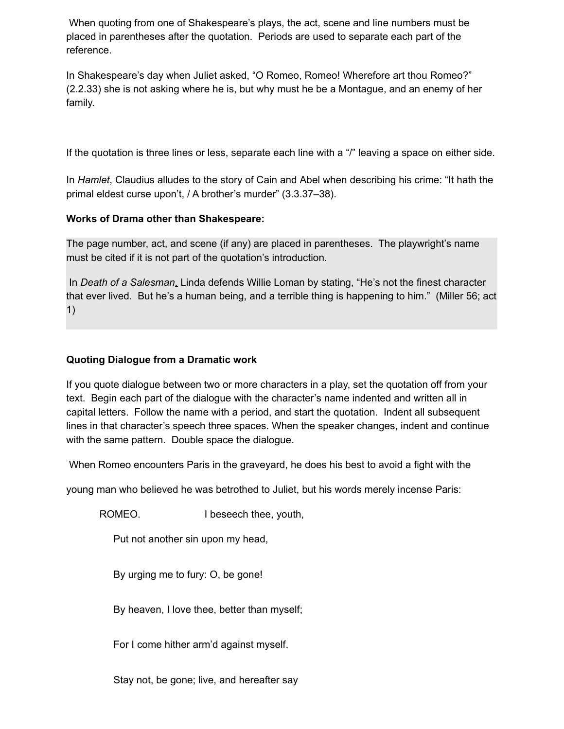When quoting from one of Shakespeare's plays, the act, scene and line numbers must be placed in parentheses after the quotation. Periods are used to separate each part of the reference.

In Shakespeare's day when Juliet asked, "O Romeo, Romeo! Wherefore art thou Romeo?" (2.2.33) she is not asking where he is, but why must he be a Montague, and an enemy of her family.

If the quotation is three lines or less, separate each line with a "/" leaving a space on either side.

In *Hamlet*, Claudius alludes to the story of Cain and Abel when describing his crime: "It hath the primal eldest curse upon't, / A brother's murder" (3.3.37–38).

**Works of Drama other than Shakespeare:**

The page number, act, and scene (if any) are placed in parentheses. The playwright's name must be cited if it is not part of the quotation's introduction.

In *Death of a Salesman*, Linda defends Willie Loman by stating, "He's not the finest character that ever lived. But he's a human being, and a terrible thing is happening to him." (Miller 56; act 1)

**Quoting Dialogue from a Dramatic work**

If you quote dialogue between two or more characters in a play, set the quotation off from your text. Begin each part of the dialogue with the character's name indented and written all in capital letters. Follow the name with a period, and start the quotation. Indent all subsequent lines in that character's speech three spaces. When the speaker changes, indent and continue with the same pattern. Double space the dialogue.

When Romeo encounters Paris in the graveyard, he does his best to avoid a fight with the young man who believed he was betrothed to Juliet, but his words merely incense Paris:

> ROMEO. I beseech thee, youth,
>
> Put not another sin upon my head,
>
> By urging me to fury: O, be gone!
>
> By heaven, I love thee, better than myself;
>
> For I come hither arm'd against myself.
>
> Stay not, be gone; live, and hereafter say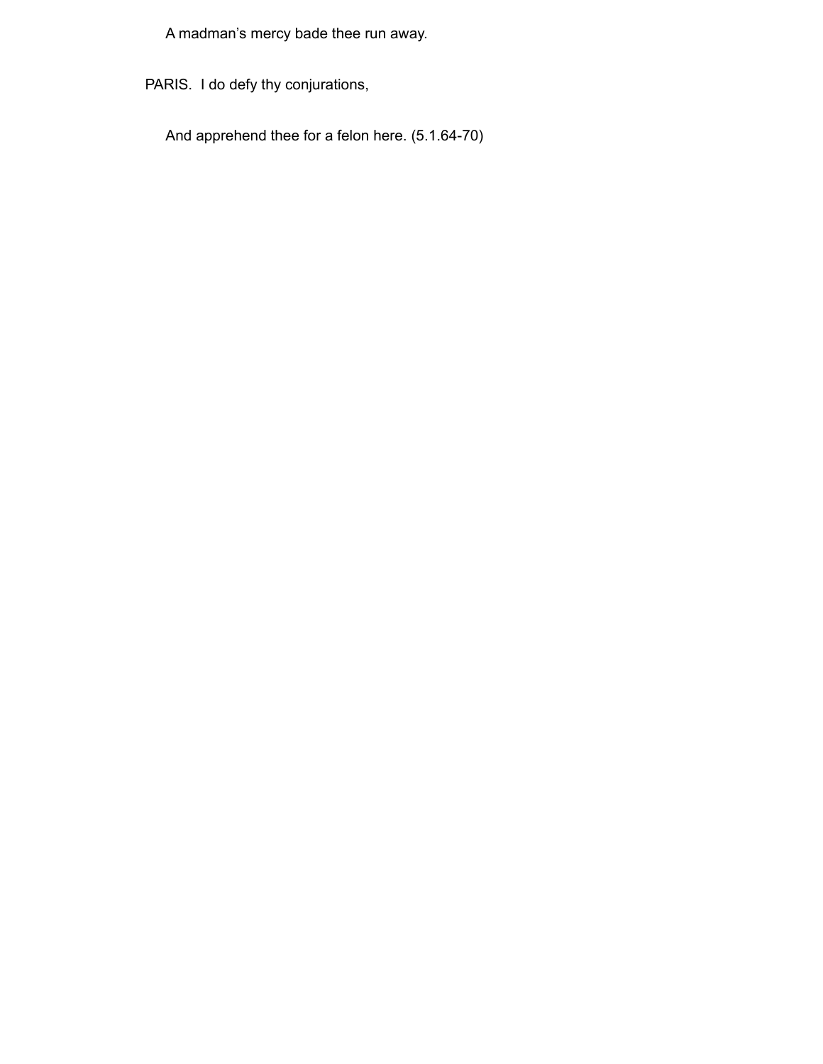A madman's mercy bade thee run away.

PARIS.  I do defy thy conjurations,

And apprehend thee for a felon here. (5.1.64-70)